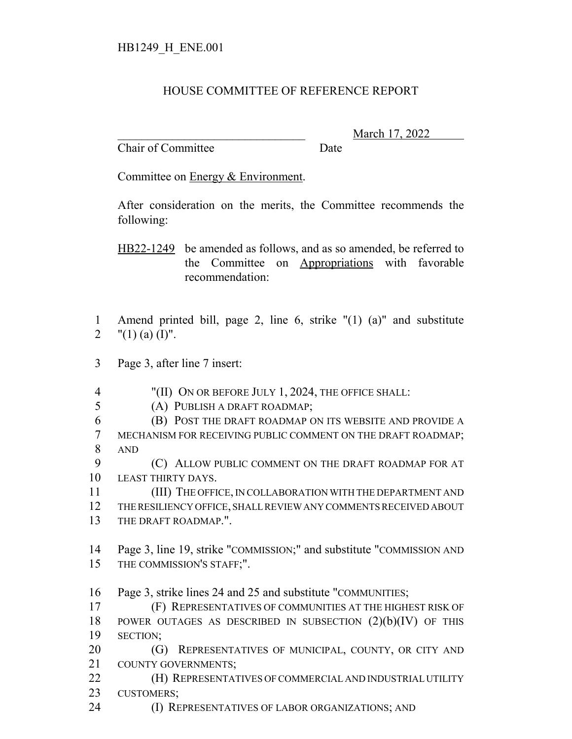HB1249_H_ENE.001

# HOUSE COMMITTEE OF REFERENCE REPORT

_______________________________ March 17, 2022
Chair of Committee Date

Committee on Energy & Environment.

After consideration on the merits, the Committee recommends the following:

HB22-1249 be amended as follows, and as so amended, be referred to the Committee on Appropriations with favorable recommendation:

1 Amend printed bill, page 2, line 6, strike "(1) (a)" and substitute
2 "(1) (a) (I)".

3 Page 3, after line 7 insert:

4 "(II) ON OR BEFORE JULY 1, 2024, THE OFFICE SHALL:
5 (A) PUBLISH A DRAFT ROADMAP;
6 (B) POST THE DRAFT ROADMAP ON ITS WEBSITE AND PROVIDE A
7 MECHANISM FOR RECEIVING PUBLIC COMMENT ON THE DRAFT ROADMAP;
8 AND
9 (C) ALLOW PUBLIC COMMENT ON THE DRAFT ROADMAP FOR AT
10 LEAST THIRTY DAYS.
11 (III) THE OFFICE, IN COLLABORATION WITH THE DEPARTMENT AND
12 THE RESILIENCY OFFICE, SHALL REVIEW ANY COMMENTS RECEIVED ABOUT
13 THE DRAFT ROADMAP.".

14 Page 3, line 19, strike "COMMISSION;" and substitute "COMMISSION AND
15 THE COMMISSION'S STAFF;".

16 Page 3, strike lines 24 and 25 and substitute "COMMUNITIES;
17 (F) REPRESENTATIVES OF COMMUNITIES AT THE HIGHEST RISK OF
18 POWER OUTAGES AS DESCRIBED IN SUBSECTION (2)(b)(IV) OF THIS
19 SECTION;
20 (G) REPRESENTATIVES OF MUNICIPAL, COUNTY, OR CITY AND
21 COUNTY GOVERNMENTS;
22 (H) REPRESENTATIVES OF COMMERCIAL AND INDUSTRIAL UTILITY
23 CUSTOMERS;
24 (I) REPRESENTATIVES OF LABOR ORGANIZATIONS; AND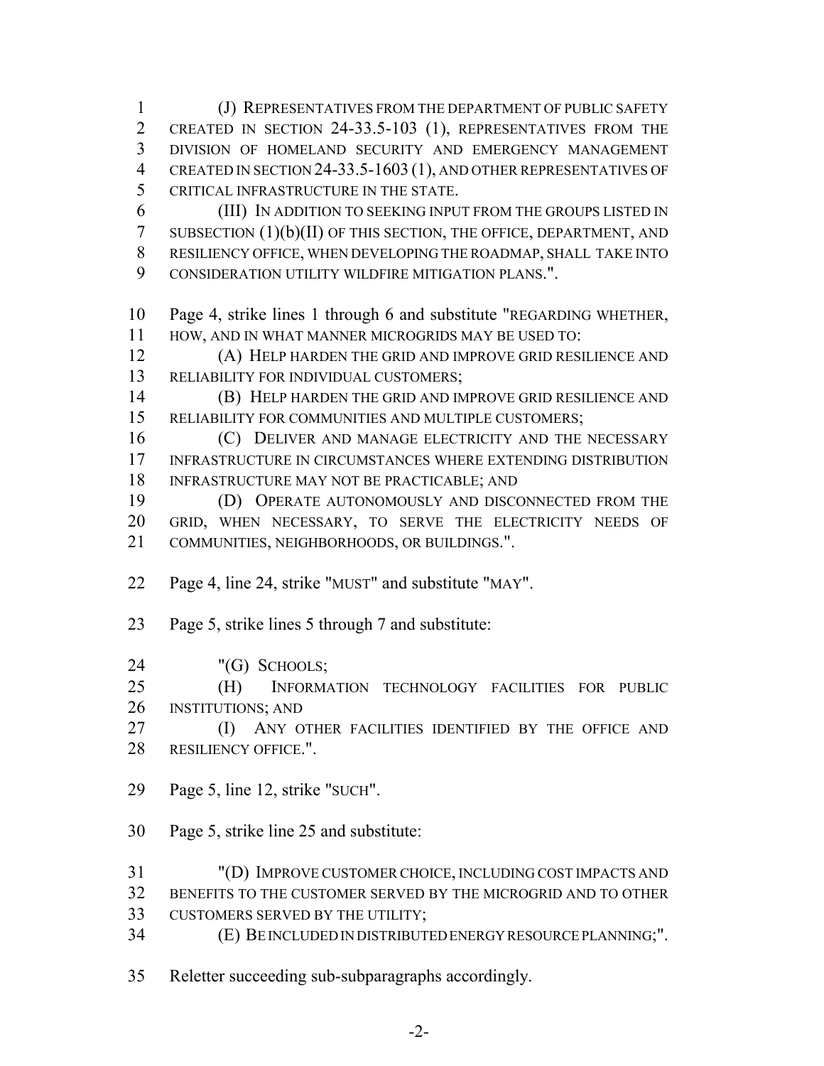(J) REPRESENTATIVES FROM THE DEPARTMENT OF PUBLIC SAFETY CREATED IN SECTION 24-33.5-103 (1), REPRESENTATIVES FROM THE DIVISION OF HOMELAND SECURITY AND EMERGENCY MANAGEMENT CREATED IN SECTION 24-33.5-1603 (1), AND OTHER REPRESENTATIVES OF CRITICAL INFRASTRUCTURE IN THE STATE.

(III) IN ADDITION TO SEEKING INPUT FROM THE GROUPS LISTED IN SUBSECTION (1)(b)(II) OF THIS SECTION, THE OFFICE, DEPARTMENT, AND RESILIENCY OFFICE, WHEN DEVELOPING THE ROADMAP, SHALL TAKE INTO CONSIDERATION UTILITY WILDFIRE MITIGATION PLANS.".

Page 4, strike lines 1 through 6 and substitute "REGARDING WHETHER, HOW, AND IN WHAT MANNER MICROGRIDS MAY BE USED TO:

(A) HELP HARDEN THE GRID AND IMPROVE GRID RESILIENCE AND RELIABILITY FOR INDIVIDUAL CUSTOMERS;

(B) HELP HARDEN THE GRID AND IMPROVE GRID RESILIENCE AND RELIABILITY FOR COMMUNITIES AND MULTIPLE CUSTOMERS;

(C) DELIVER AND MANAGE ELECTRICITY AND THE NECESSARY INFRASTRUCTURE IN CIRCUMSTANCES WHERE EXTENDING DISTRIBUTION INFRASTRUCTURE MAY NOT BE PRACTICABLE; AND

(D) OPERATE AUTONOMOUSLY AND DISCONNECTED FROM THE GRID, WHEN NECESSARY, TO SERVE THE ELECTRICITY NEEDS OF COMMUNITIES, NEIGHBORHOODS, OR BUILDINGS.".

Page 4, line 24, strike "MUST" and substitute "MAY".

Page 5, strike lines 5 through 7 and substitute:

"(G) SCHOOLS;

(H) INFORMATION TECHNOLOGY FACILITIES FOR PUBLIC INSTITUTIONS; AND

(I) ANY OTHER FACILITIES IDENTIFIED BY THE OFFICE AND RESILIENCY OFFICE.".

Page 5, line 12, strike "SUCH".

Page 5, strike line 25 and substitute:

"(D) IMPROVE CUSTOMER CHOICE, INCLUDING COST IMPACTS AND BENEFITS TO THE CUSTOMER SERVED BY THE MICROGRID AND TO OTHER CUSTOMERS SERVED BY THE UTILITY;

(E) BE INCLUDED IN DISTRIBUTED ENERGY RESOURCE PLANNING;".

Reletter succeeding sub-subparagraphs accordingly.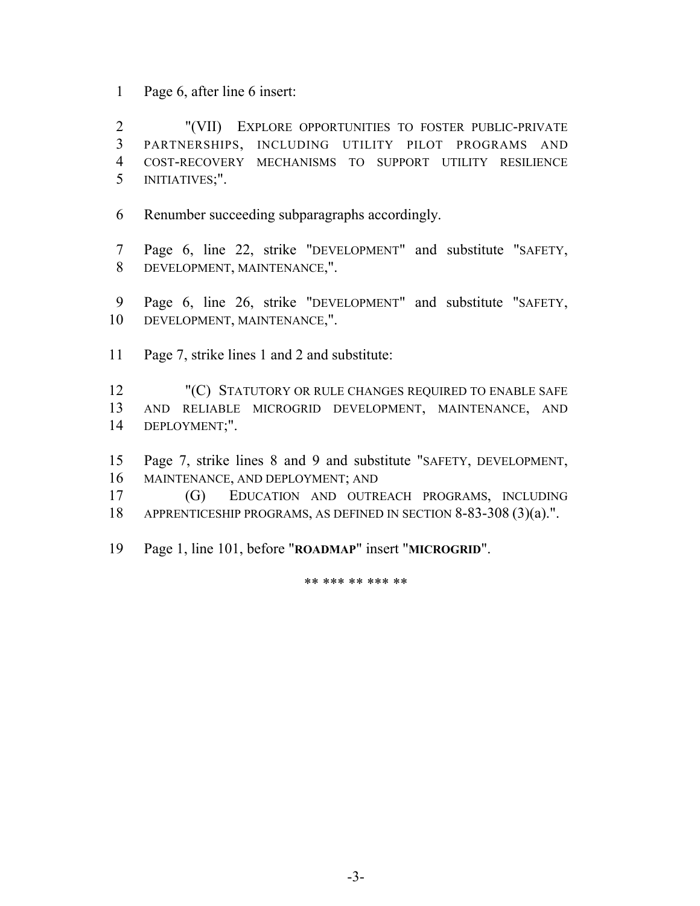1 Page 6, after line 6 insert:

2 "(VII) EXPLORE OPPORTUNITIES TO FOSTER PUBLIC-PRIVATE
3 PARTNERSHIPS, INCLUDING UTILITY PILOT PROGRAMS AND
4 COST-RECOVERY MECHANISMS TO SUPPORT UTILITY RESILIENCE
5 INITIATIVES;".

6 Renumber succeeding subparagraphs accordingly.

7 Page 6, line 22, strike "DEVELOPMENT" and substitute "SAFETY,
8 DEVELOPMENT, MAINTENANCE,".

9 Page 6, line 26, strike "DEVELOPMENT" and substitute "SAFETY,
10 DEVELOPMENT, MAINTENANCE,".

11 Page 7, strike lines 1 and 2 and substitute:

12 "(C) STATUTORY OR RULE CHANGES REQUIRED TO ENABLE SAFE
13 AND RELIABLE MICROGRID DEVELOPMENT, MAINTENANCE, AND
14 DEPLOYMENT;".

15 Page 7, strike lines 8 and 9 and substitute "SAFETY, DEVELOPMENT,
16 MAINTENANCE, AND DEPLOYMENT; AND
17 (G) EDUCATION AND OUTREACH PROGRAMS, INCLUDING
18 APPRENTICESHIP PROGRAMS, AS DEFINED IN SECTION 8-83-308 (3)(a).".

19 Page 1, line 101, before "**ROADMAP**" insert "**MICROGRID**".

** *** ** *** **